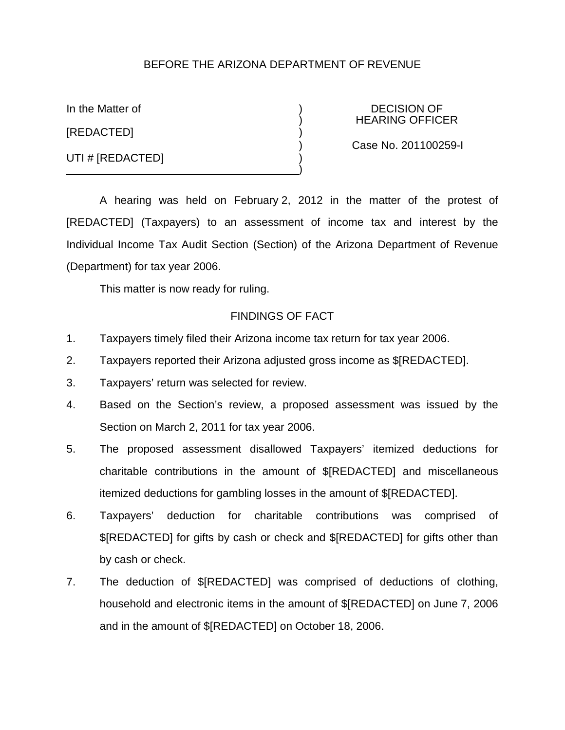BEFORE THE ARIZONA DEPARTMENT OF REVENUE

| | | |
|---|---|---|
| In the Matter of | ) | DECISION OF HEARING OFFICER |
| [REDACTED] | ) | |
| | ) | Case No. 201100259-I |
| UTI # [REDACTED] | ) | |

A hearing was held on February 2, 2012 in the matter of the protest of [REDACTED] (Taxpayers) to an assessment of income tax and interest by the Individual Income Tax Audit Section (Section) of the Arizona Department of Revenue (Department) for tax year 2006.

This matter is now ready for ruling.

## FINDINGS OF FACT

1. Taxpayers timely filed their Arizona income tax return for tax year 2006.
2. Taxpayers reported their Arizona adjusted gross income as $[REDACTED].
3. Taxpayers' return was selected for review.
4. Based on the Section's review, a proposed assessment was issued by the Section on March 2, 2011 for tax year 2006.
5. The proposed assessment disallowed Taxpayers' itemized deductions for charitable contributions in the amount of $[REDACTED] and miscellaneous itemized deductions for gambling losses in the amount of $[REDACTED].
6. Taxpayers' deduction for charitable contributions was comprised of $[REDACTED] for gifts by cash or check and $[REDACTED] for gifts other than by cash or check.
7. The deduction of $[REDACTED] was comprised of deductions of clothing, household and electronic items in the amount of $[REDACTED] on June 7, 2006 and in the amount of $[REDACTED] on October 18, 2006.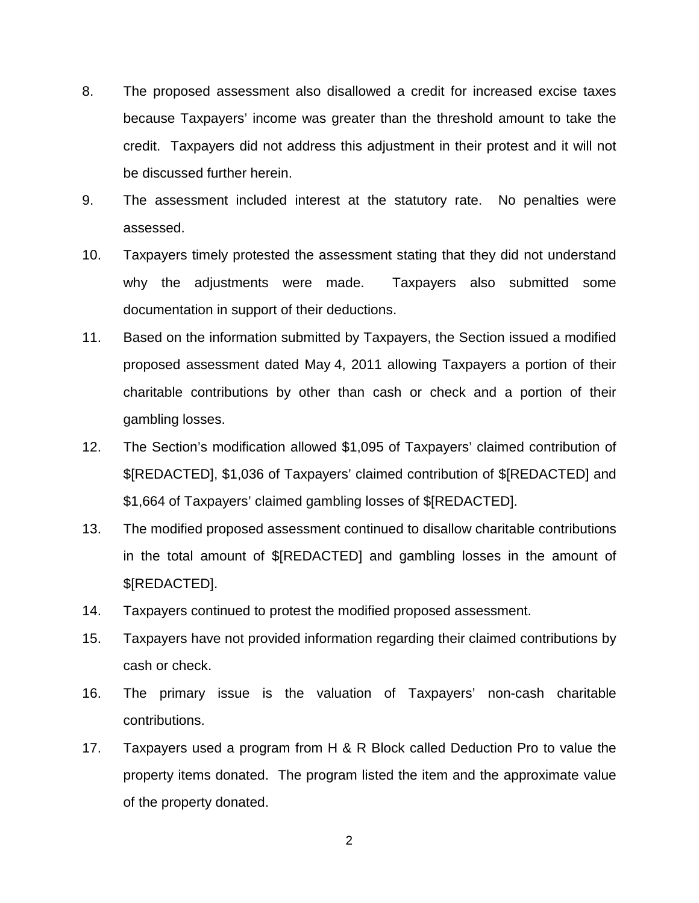8. The proposed assessment also disallowed a credit for increased excise taxes because Taxpayers' income was greater than the threshold amount to take the credit. Taxpayers did not address this adjustment in their protest and it will not be discussed further herein.

9. The assessment included interest at the statutory rate. No penalties were assessed.

10. Taxpayers timely protested the assessment stating that they did not understand why the adjustments were made. Taxpayers also submitted some documentation in support of their deductions.

11. Based on the information submitted by Taxpayers, the Section issued a modified proposed assessment dated May 4, 2011 allowing Taxpayers a portion of their charitable contributions by other than cash or check and a portion of their gambling losses.

12. The Section's modification allowed $1,095 of Taxpayers' claimed contribution of $[REDACTED], $1,036 of Taxpayers' claimed contribution of $[REDACTED] and $1,664 of Taxpayers' claimed gambling losses of $[REDACTED].

13. The modified proposed assessment continued to disallow charitable contributions in the total amount of $[REDACTED] and gambling losses in the amount of $[REDACTED].

14. Taxpayers continued to protest the modified proposed assessment.

15. Taxpayers have not provided information regarding their claimed contributions by cash or check.

16. The primary issue is the valuation of Taxpayers' non-cash charitable contributions.

17. Taxpayers used a program from H & R Block called Deduction Pro to value the property items donated. The program listed the item and the approximate value of the property donated.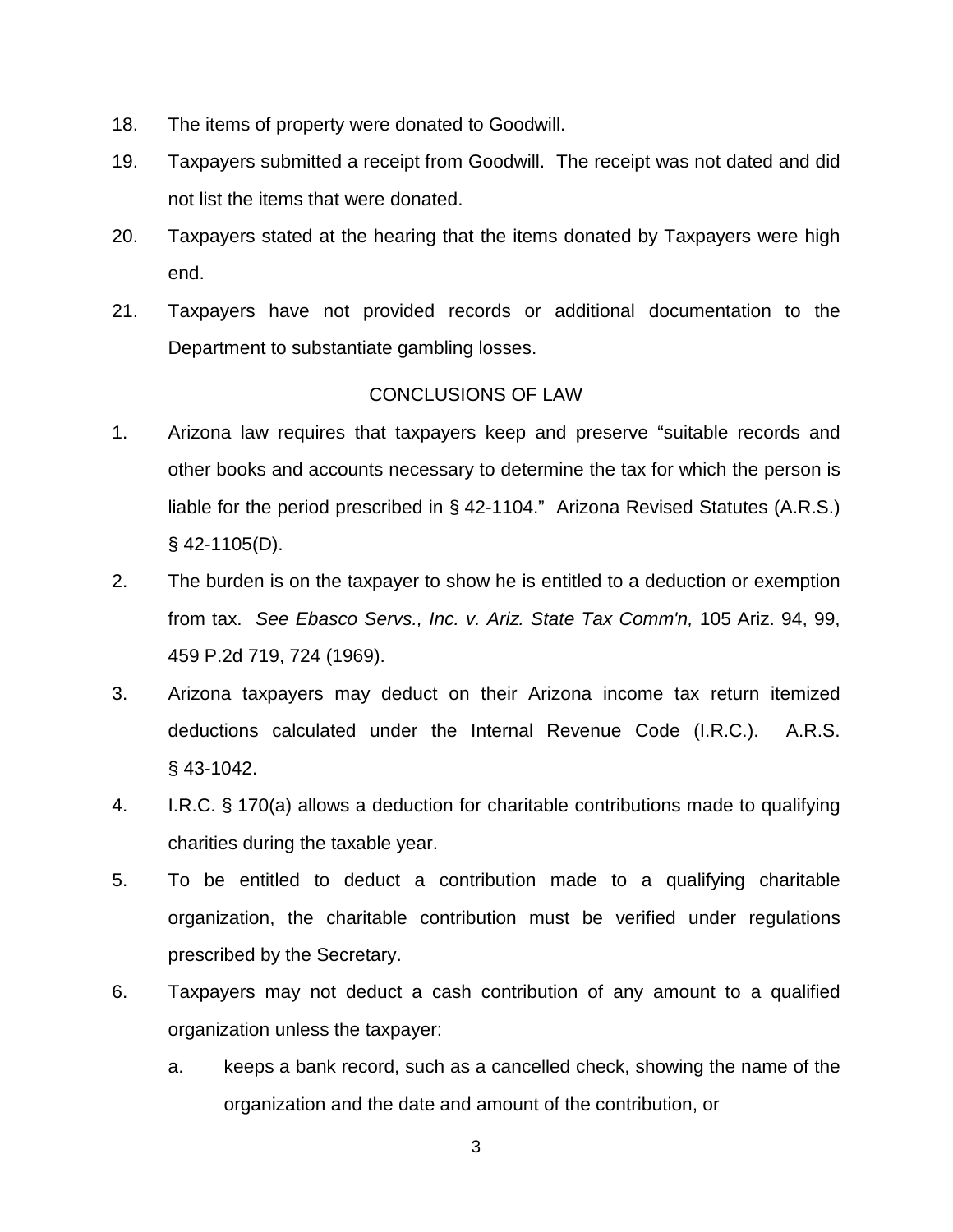18. The items of property were donated to Goodwill.

19. Taxpayers submitted a receipt from Goodwill. The receipt was not dated and did not list the items that were donated.

20. Taxpayers stated at the hearing that the items donated by Taxpayers were high end.

21. Taxpayers have not provided records or additional documentation to the Department to substantiate gambling losses.

## CONCLUSIONS OF LAW

1. Arizona law requires that taxpayers keep and preserve "suitable records and other books and accounts necessary to determine the tax for which the person is liable for the period prescribed in § 42-1104." Arizona Revised Statutes (A.R.S.) § 42-1105(D).

2. The burden is on the taxpayer to show he is entitled to a deduction or exemption from tax. *See Ebasco Servs., Inc. v. Ariz. State Tax Comm'n,* 105 Ariz. 94, 99, 459 P.2d 719, 724 (1969).

3. Arizona taxpayers may deduct on their Arizona income tax return itemized deductions calculated under the Internal Revenue Code (I.R.C.). A.R.S. § 43-1042.

4. I.R.C. § 170(a) allows a deduction for charitable contributions made to qualifying charities during the taxable year.

5. To be entitled to deduct a contribution made to a qualifying charitable organization, the charitable contribution must be verified under regulations prescribed by the Secretary.

6. Taxpayers may not deduct a cash contribution of any amount to a qualified organization unless the taxpayer:

   a. keeps a bank record, such as a cancelled check, showing the name of the organization and the date and amount of the contribution, or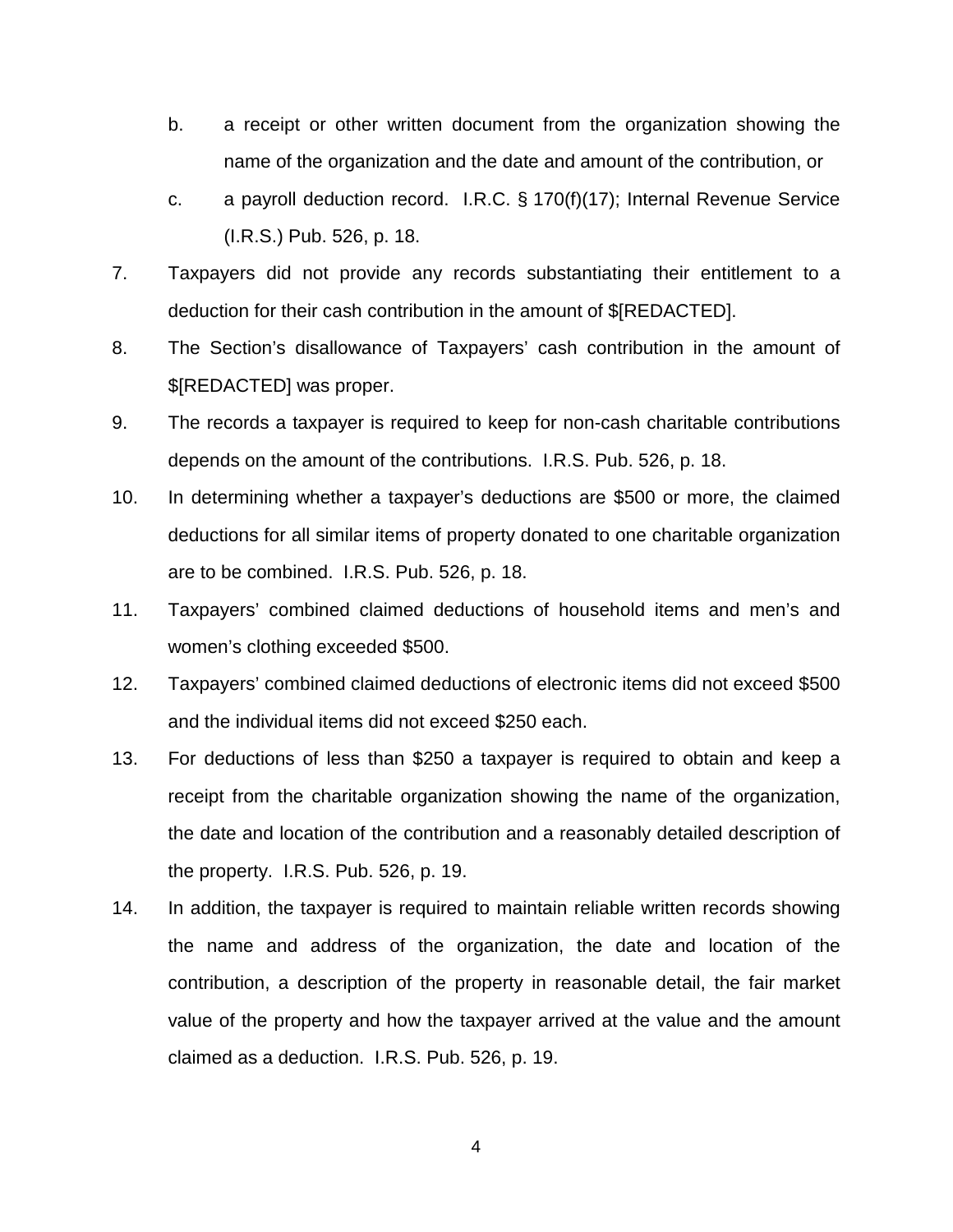b. a receipt or other written document from the organization showing the name of the organization and the date and amount of the contribution, or

c. a payroll deduction record. I.R.C. § 170(f)(17); Internal Revenue Service (I.R.S.) Pub. 526, p. 18.

7. Taxpayers did not provide any records substantiating their entitlement to a deduction for their cash contribution in the amount of $[REDACTED].

8. The Section's disallowance of Taxpayers' cash contribution in the amount of $[REDACTED] was proper.

9. The records a taxpayer is required to keep for non-cash charitable contributions depends on the amount of the contributions. I.R.S. Pub. 526, p. 18.

10. In determining whether a taxpayer's deductions are $500 or more, the claimed deductions for all similar items of property donated to one charitable organization are to be combined. I.R.S. Pub. 526, p. 18.

11. Taxpayers' combined claimed deductions of household items and men's and women's clothing exceeded $500.

12. Taxpayers' combined claimed deductions of electronic items did not exceed $500 and the individual items did not exceed $250 each.

13. For deductions of less than $250 a taxpayer is required to obtain and keep a receipt from the charitable organization showing the name of the organization, the date and location of the contribution and a reasonably detailed description of the property. I.R.S. Pub. 526, p. 19.

14. In addition, the taxpayer is required to maintain reliable written records showing the name and address of the organization, the date and location of the contribution, a description of the property in reasonable detail, the fair market value of the property and how the taxpayer arrived at the value and the amount claimed as a deduction. I.R.S. Pub. 526, p. 19.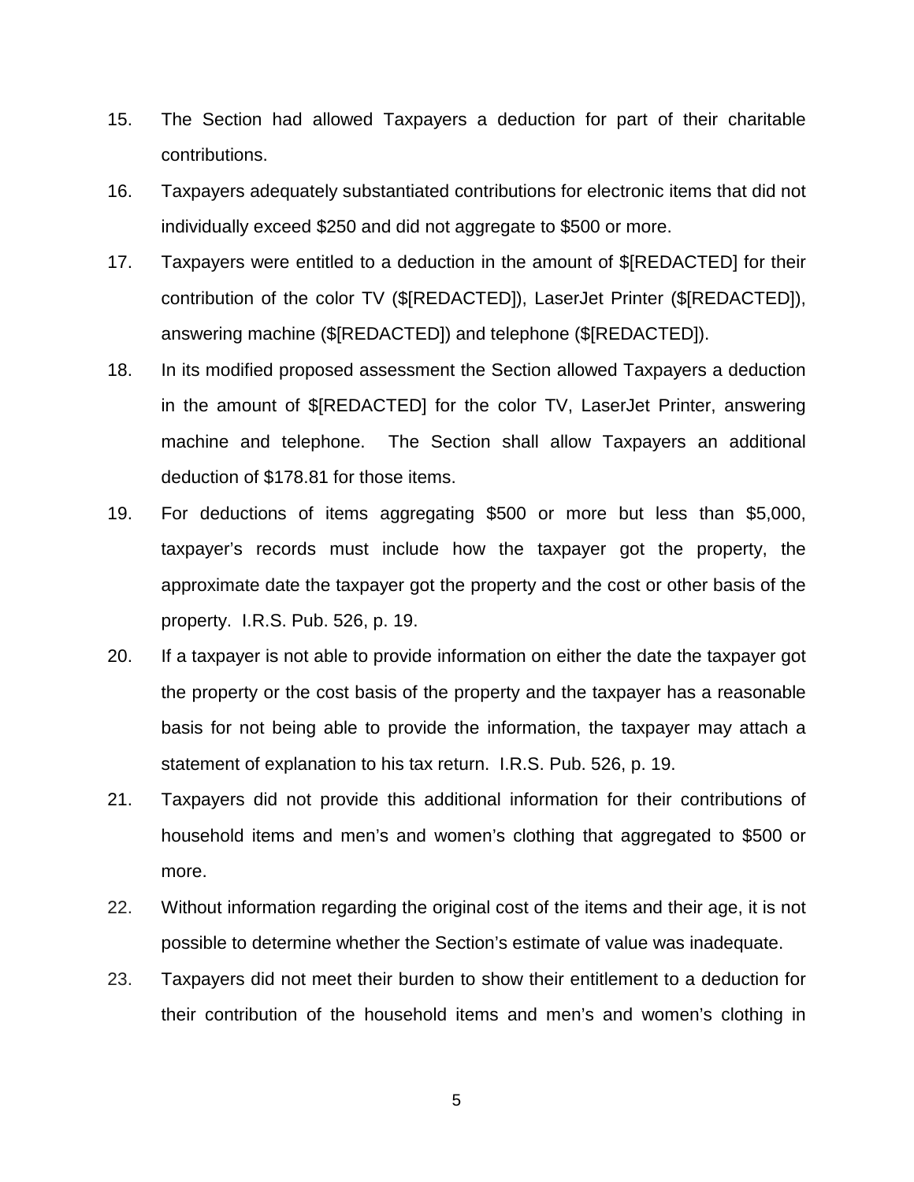15. The Section had allowed Taxpayers a deduction for part of their charitable contributions.

16. Taxpayers adequately substantiated contributions for electronic items that did not individually exceed $250 and did not aggregate to $500 or more.

17. Taxpayers were entitled to a deduction in the amount of $[REDACTED] for their contribution of the color TV ($[REDACTED]), LaserJet Printer ($[REDACTED]), answering machine ($[REDACTED]) and telephone ($[REDACTED]).

18. In its modified proposed assessment the Section allowed Taxpayers a deduction in the amount of $[REDACTED] for the color TV, LaserJet Printer, answering machine and telephone. The Section shall allow Taxpayers an additional deduction of $178.81 for those items.

19. For deductions of items aggregating $500 or more but less than $5,000, taxpayer's records must include how the taxpayer got the property, the approximate date the taxpayer got the property and the cost or other basis of the property. I.R.S. Pub. 526, p. 19.

20. If a taxpayer is not able to provide information on either the date the taxpayer got the property or the cost basis of the property and the taxpayer has a reasonable basis for not being able to provide the information, the taxpayer may attach a statement of explanation to his tax return. I.R.S. Pub. 526, p. 19.

21. Taxpayers did not provide this additional information for their contributions of household items and men's and women's clothing that aggregated to $500 or more.

22. Without information regarding the original cost of the items and their age, it is not possible to determine whether the Section's estimate of value was inadequate.

23. Taxpayers did not meet their burden to show their entitlement to a deduction for their contribution of the household items and men's and women's clothing in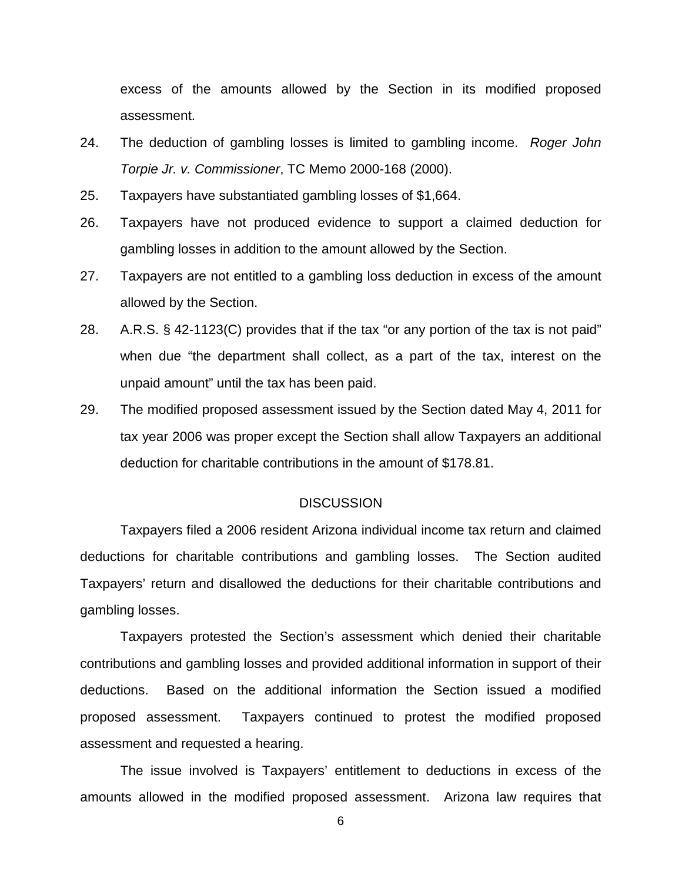excess of the amounts allowed by the Section in its modified proposed assessment.

24. The deduction of gambling losses is limited to gambling income. *Roger John Torpie Jr. v. Commissioner*, TC Memo 2000-168 (2000).

25. Taxpayers have substantiated gambling losses of $1,664.

26. Taxpayers have not produced evidence to support a claimed deduction for gambling losses in addition to the amount allowed by the Section.

27. Taxpayers are not entitled to a gambling loss deduction in excess of the amount allowed by the Section.

28. A.R.S. § 42-1123(C) provides that if the tax "or any portion of the tax is not paid" when due "the department shall collect, as a part of the tax, interest on the unpaid amount" until the tax has been paid.

29. The modified proposed assessment issued by the Section dated May 4, 2011 for tax year 2006 was proper except the Section shall allow Taxpayers an additional deduction for charitable contributions in the amount of $178.81.

## DISCUSSION

Taxpayers filed a 2006 resident Arizona individual income tax return and claimed deductions for charitable contributions and gambling losses. The Section audited Taxpayers' return and disallowed the deductions for their charitable contributions and gambling losses.

Taxpayers protested the Section's assessment which denied their charitable contributions and gambling losses and provided additional information in support of their deductions. Based on the additional information the Section issued a modified proposed assessment. Taxpayers continued to protest the modified proposed assessment and requested a hearing.

The issue involved is Taxpayers' entitlement to deductions in excess of the amounts allowed in the modified proposed assessment. Arizona law requires that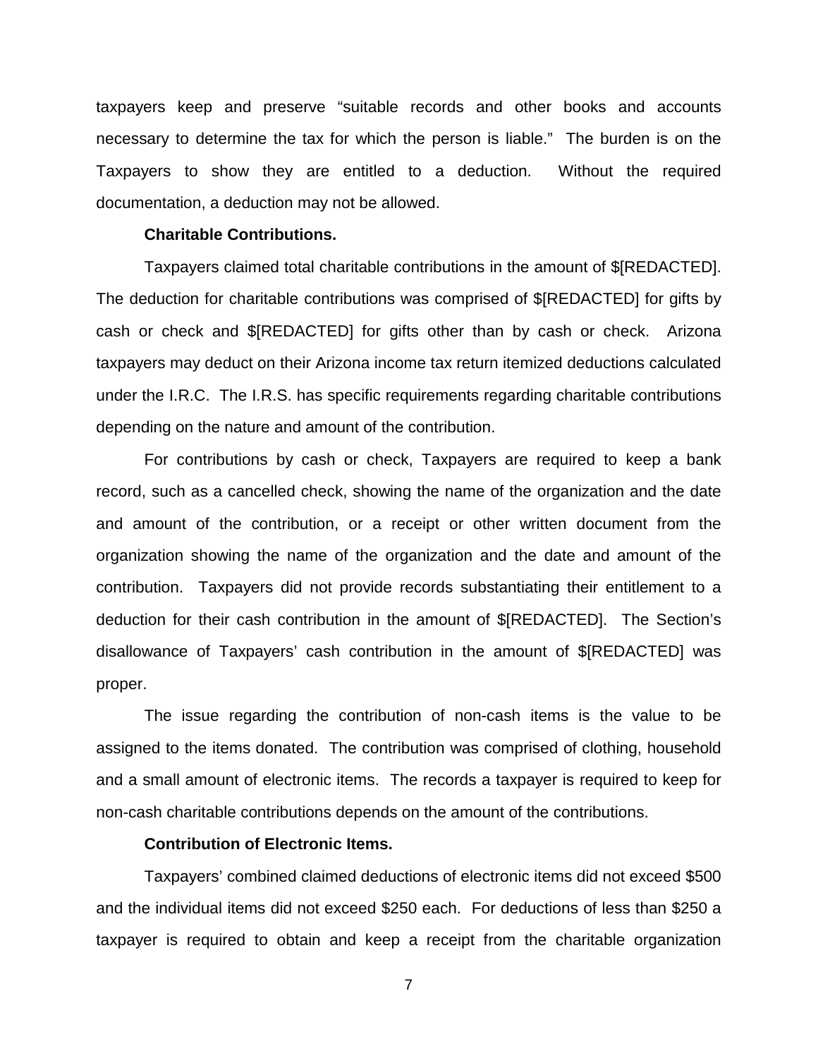taxpayers keep and preserve "suitable records and other books and accounts necessary to determine the tax for which the person is liable." The burden is on the Taxpayers to show they are entitled to a deduction. Without the required documentation, a deduction may not be allowed.

**Charitable Contributions.**

Taxpayers claimed total charitable contributions in the amount of $[REDACTED]. The deduction for charitable contributions was comprised of $[REDACTED] for gifts by cash or check and $[REDACTED] for gifts other than by cash or check. Arizona taxpayers may deduct on their Arizona income tax return itemized deductions calculated under the I.R.C. The I.R.S. has specific requirements regarding charitable contributions depending on the nature and amount of the contribution.

For contributions by cash or check, Taxpayers are required to keep a bank record, such as a cancelled check, showing the name of the organization and the date and amount of the contribution, or a receipt or other written document from the organization showing the name of the organization and the date and amount of the contribution. Taxpayers did not provide records substantiating their entitlement to a deduction for their cash contribution in the amount of $[REDACTED]. The Section's disallowance of Taxpayers' cash contribution in the amount of $[REDACTED] was proper.

The issue regarding the contribution of non-cash items is the value to be assigned to the items donated. The contribution was comprised of clothing, household and a small amount of electronic items. The records a taxpayer is required to keep for non-cash charitable contributions depends on the amount of the contributions.

**Contribution of Electronic Items.**

Taxpayers' combined claimed deductions of electronic items did not exceed $500 and the individual items did not exceed $250 each. For deductions of less than $250 a taxpayer is required to obtain and keep a receipt from the charitable organization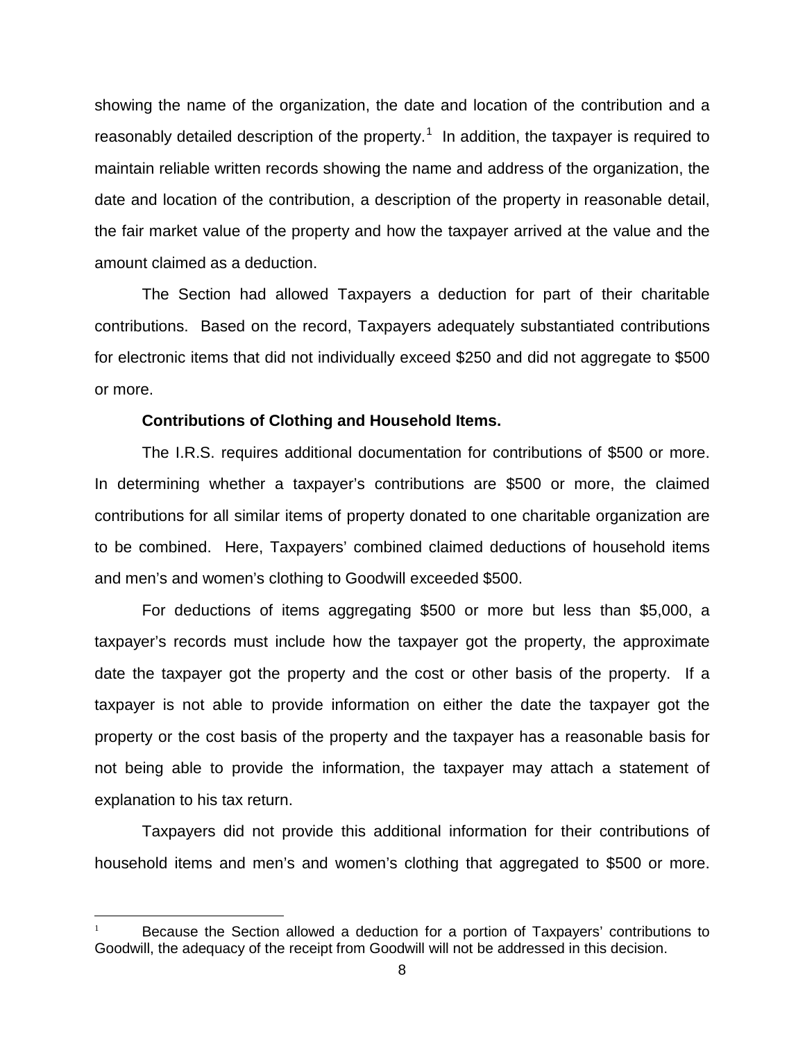showing the name of the organization, the date and location of the contribution and a reasonably detailed description of the property.[1] In addition, the taxpayer is required to maintain reliable written records showing the name and address of the organization, the date and location of the contribution, a description of the property in reasonable detail, the fair market value of the property and how the taxpayer arrived at the value and the amount claimed as a deduction.

The Section had allowed Taxpayers a deduction for part of their charitable contributions. Based on the record, Taxpayers adequately substantiated contributions for electronic items that did not individually exceed $250 and did not aggregate to $500 or more.

**Contributions of Clothing and Household Items.**

The I.R.S. requires additional documentation for contributions of $500 or more. In determining whether a taxpayer's contributions are $500 or more, the claimed contributions for all similar items of property donated to one charitable organization are to be combined. Here, Taxpayers' combined claimed deductions of household items and men's and women's clothing to Goodwill exceeded $500.

For deductions of items aggregating $500 or more but less than $5,000, a taxpayer's records must include how the taxpayer got the property, the approximate date the taxpayer got the property and the cost or other basis of the property. If a taxpayer is not able to provide information on either the date the taxpayer got the property or the cost basis of the property and the taxpayer has a reasonable basis for not being able to provide the information, the taxpayer may attach a statement of explanation to his tax return.

Taxpayers did not provide this additional information for their contributions of household items and men's and women's clothing that aggregated to $500 or more.

---

[1] Because the Section allowed a deduction for a portion of Taxpayers' contributions to Goodwill, the adequacy of the receipt from Goodwill will not be addressed in this decision.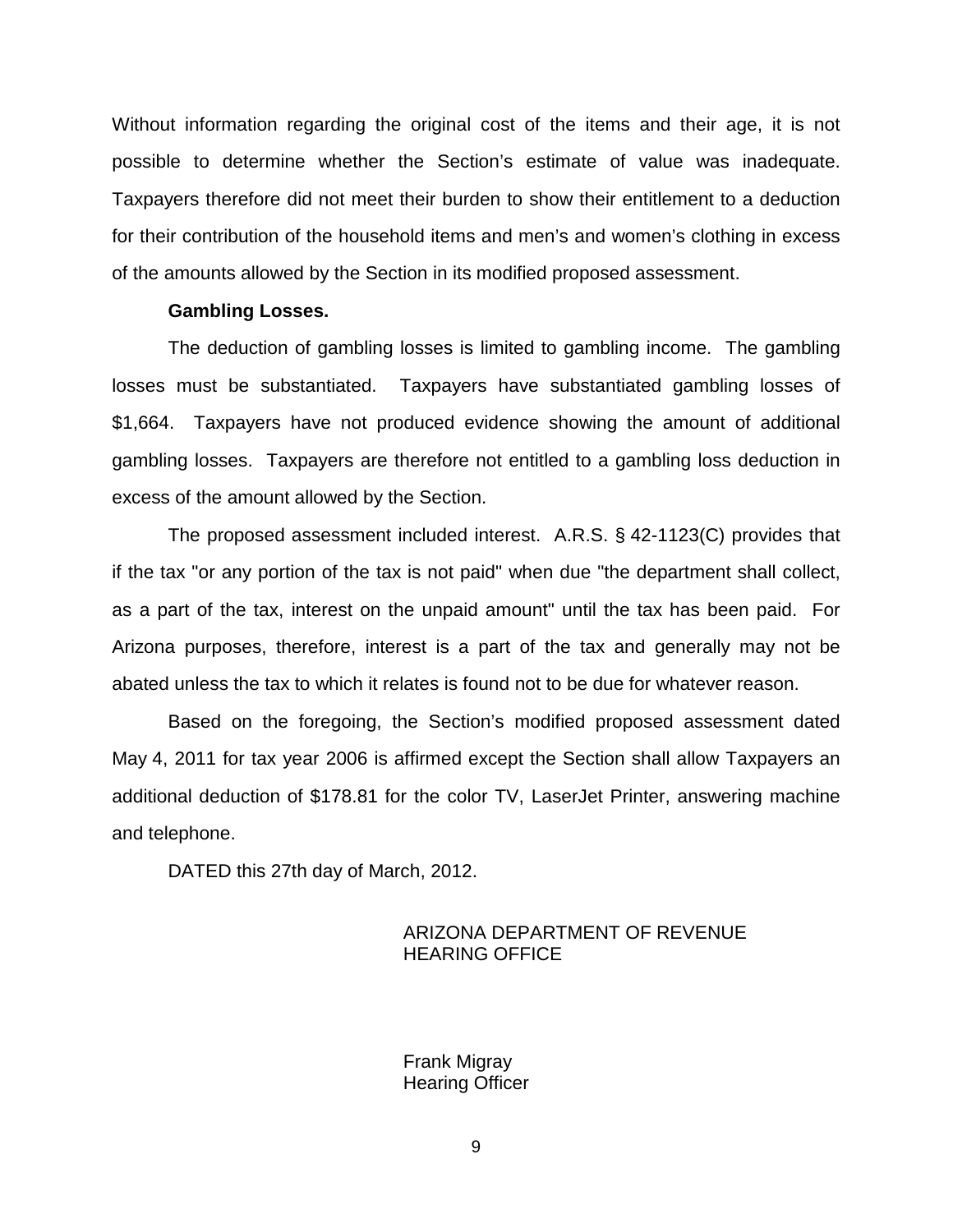Without information regarding the original cost of the items and their age, it is not possible to determine whether the Section's estimate of value was inadequate. Taxpayers therefore did not meet their burden to show their entitlement to a deduction for their contribution of the household items and men's and women's clothing in excess of the amounts allowed by the Section in its modified proposed assessment.

**Gambling Losses.**

The deduction of gambling losses is limited to gambling income. The gambling losses must be substantiated. Taxpayers have substantiated gambling losses of $1,664. Taxpayers have not produced evidence showing the amount of additional gambling losses. Taxpayers are therefore not entitled to a gambling loss deduction in excess of the amount allowed by the Section.

The proposed assessment included interest. A.R.S. § 42-1123(C) provides that if the tax "or any portion of the tax is not paid" when due "the department shall collect, as a part of the tax, interest on the unpaid amount" until the tax has been paid. For Arizona purposes, therefore, interest is a part of the tax and generally may not be abated unless the tax to which it relates is found not to be due for whatever reason.

Based on the foregoing, the Section's modified proposed assessment dated May 4, 2011 for tax year 2006 is affirmed except the Section shall allow Taxpayers an additional deduction of $178.81 for the color TV, LaserJet Printer, answering machine and telephone.

DATED this 27th day of March, 2012.

ARIZONA DEPARTMENT OF REVENUE
HEARING OFFICE

Frank Migray
Hearing Officer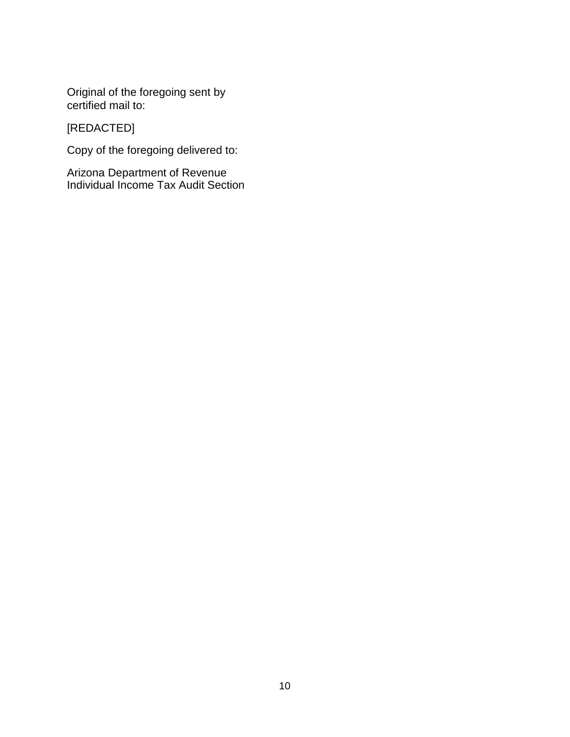Original of the foregoing sent by
certified mail to:

[REDACTED]

Copy of the foregoing delivered to:

Arizona Department of Revenue
Individual Income Tax Audit Section